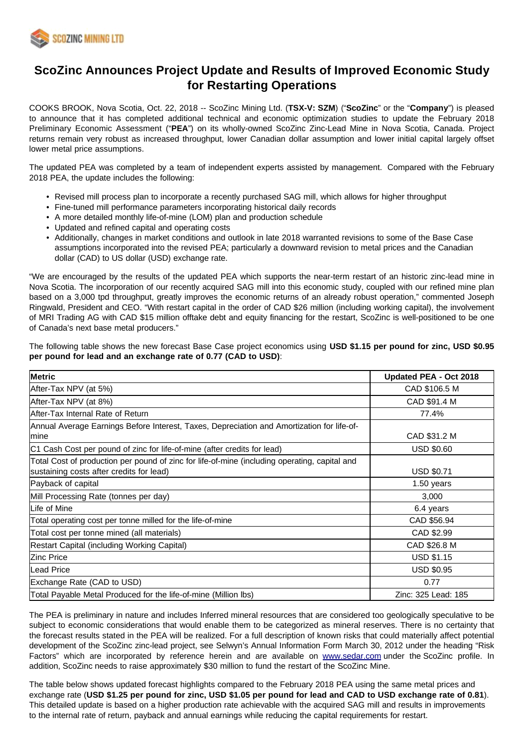# ScoZinc Announces Project Update and Results of Improved Economic Study for Restarting Operations

COOKS BROOK, Nova Scotia, Oct. 22, 2018 -- ScoZinc Mining Ltd. (**TSX-V: SZM**) ("**ScoZinc**" or the "**Company**") is pleased to announce that it has completed additional technical and economic optimization studies to update the February 2018 Preliminary Economic Assessment ("**PEA**") on its wholly-owned ScoZinc Zinc-Lead Mine in Nova Scotia, Canada. Project returns remain very robust as increased throughput, lower Canadian dollar assumption and lower initial capital largely offset lower metal price assumptions.

The updated PEA was completed by a team of independent experts assisted by management. Compared with the February 2018 PEA, the update includes the following:

- Revised mill process plan to incorporate a recently purchased SAG mill, which allows for higher throughput
- Fine-tuned mill performance parameters incorporating historical daily records
- A more detailed monthly life-of-mine (LOM) plan and production schedule
- Updated and refined capital and operating costs
- Additionally, changes in market conditions and outlook in late 2018 warranted revisions to some of the Base Case assumptions incorporated into the revised PEA; particularly a downward revision to metal prices and the Canadian dollar (CAD) to US dollar (USD) exchange rate.

"We are encouraged by the results of the updated PEA which supports the near-term restart of an historic zinc-lead mine in Nova Scotia. The incorporation of our recently acquired SAG mill into this economic study, coupled with our refined mine plan based on a 3,000 tpd throughput, greatly improves the economic returns of an already robust operation," commented Joseph Ringwald, President and CEO. "With restart capital in the order of CAD $26 million (including working capital), the involvement of MRI Trading AG with CAD $15 million offtake debt and equity financing for the restart, ScoZinc is well-positioned to be one of Canada's next base metal producers."

The following table shows the new forecast Base Case project economics using **USD $1.15 per pound for zinc, USD $0.95 per pound for lead and an exchange rate of 0.77 (CAD to USD)**:

| Metric | Updated PEA - Oct 2018 |
|---|---|
| After-Tax NPV (at 5%) | CAD $106.5 M |
| After-Tax NPV (at 8%) | CAD $91.4 M |
| After-Tax Internal Rate of Return | 77.4% |
| Annual Average Earnings Before Interest, Taxes, Depreciation and Amortization for life-of-mine | CAD $31.2 M |
| C1 Cash Cost per pound of zinc for life-of-mine (after credits for lead) | USD $0.60 |
| Total Cost of production per pound of zinc for life-of-mine (including operating, capital and sustaining costs after credits for lead) | USD $0.71 |
| Payback of capital | 1.50 years |
| Mill Processing Rate (tonnes per day) | 3,000 |
| Life of Mine | 6.4 years |
| Total operating cost per tonne milled for the life-of-mine | CAD $56.94 |
| Total cost per tonne mined (all materials) | CAD $2.99 |
| Restart Capital (including Working Capital) | CAD $26.8 M |
| Zinc Price | USD $1.15 |
| Lead Price | USD $0.95 |
| Exchange Rate (CAD to USD) | 0.77 |
| Total Payable Metal Produced for the life-of-mine (Million lbs) | Zinc: 325 Lead: 185 |

The PEA is preliminary in nature and includes Inferred mineral resources that are considered too geologically speculative to be subject to economic considerations that would enable them to be categorized as mineral reserves. There is no certainty that the forecast results stated in the PEA will be realized. For a full description of known risks that could materially affect potential development of the ScoZinc zinc-lead project, see Selwyn's Annual Information Form March 30, 2012 under the heading "Risk Factors" which are incorporated by reference herein and are available on www.sedar.com under the ScoZinc profile. In addition, ScoZinc needs to raise approximately $30 million to fund the restart of the ScoZinc Mine.

The table below shows updated forecast highlights compared to the February 2018 PEA using the same metal prices and exchange rate (**USD $1.25 per pound for zinc, USD $1.05 per pound for lead and CAD to USD exchange rate of 0.81**). This detailed update is based on a higher production rate achievable with the acquired SAG mill and results in improvements to the internal rate of return, payback and annual earnings while reducing the capital requirements for restart.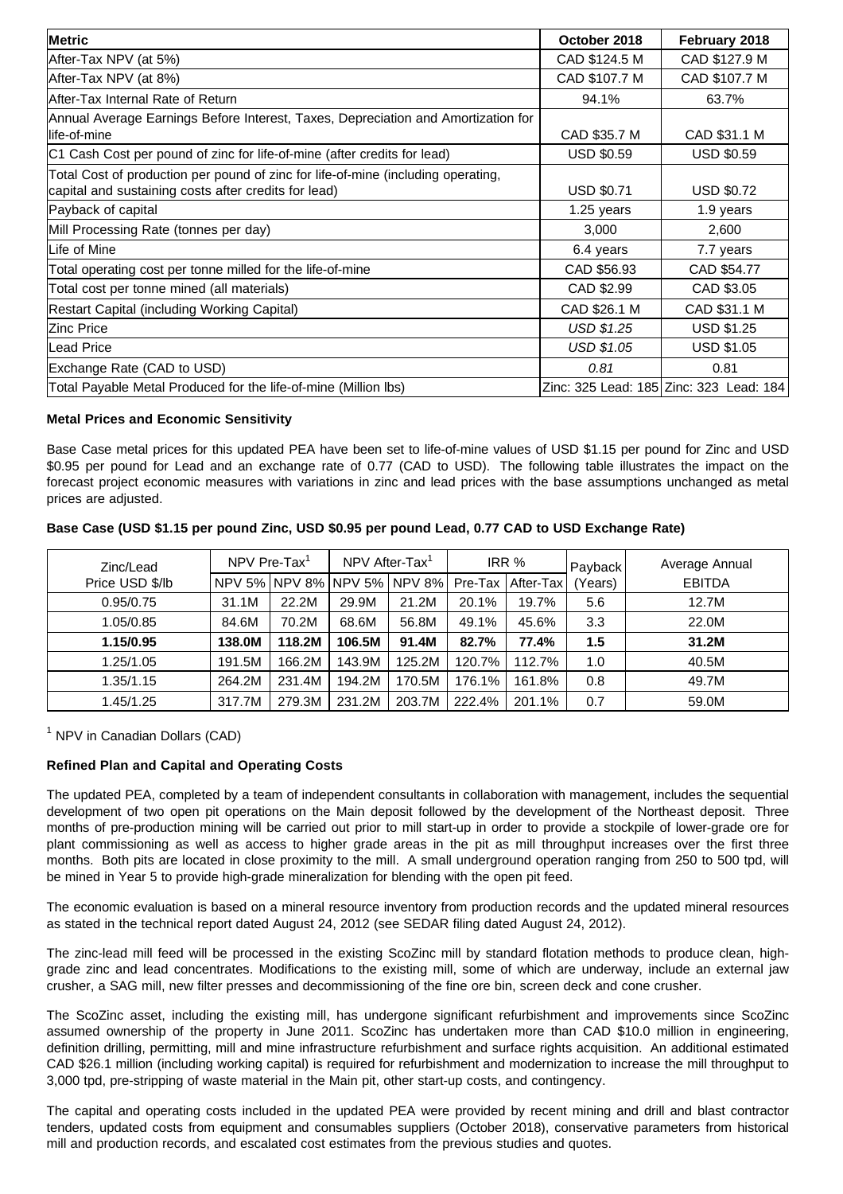| Metric | October 2018 | February 2018 |
|---|---|---|
| After-Tax NPV (at 5%) | CAD $124.5 M | CAD $127.9 M |
| After-Tax NPV (at 8%) | CAD $107.7 M | CAD $107.7 M |
| After-Tax Internal Rate of Return | 94.1% | 63.7% |
| Annual Average Earnings Before Interest, Taxes, Depreciation and Amortization for life-of-mine | CAD $35.7 M | CAD $31.1 M |
| C1 Cash Cost per pound of zinc for life-of-mine (after credits for lead) | USD $0.59 | USD $0.59 |
| Total Cost of production per pound of zinc for life-of-mine (including operating, capital and sustaining costs after credits for lead) | USD $0.71 | USD $0.72 |
| Payback of capital | 1.25 years | 1.9 years |
| Mill Processing Rate (tonnes per day) | 3,000 | 2,600 |
| Life of Mine | 6.4 years | 7.7 years |
| Total operating cost per tonne milled for the life-of-mine | CAD $56.93 | CAD $54.77 |
| Total cost per tonne mined (all materials) | CAD $2.99 | CAD $3.05 |
| Restart Capital (including Working Capital) | CAD $26.1 M | CAD $31.1 M |
| Zinc Price | *USD $1.25* | USD $1.25 |
| Lead Price | *USD $1.05* | USD $1.05 |
| Exchange Rate (CAD to USD) | *0.81* | 0.81 |
| Total Payable Metal Produced for the life-of-mine (Million lbs) | Zinc: 325 Lead: 185 | Zinc: 323 Lead: 184 |

**Metal Prices and Economic Sensitivity**

Base Case metal prices for this updated PEA have been set to life-of-mine values of USD $1.15 per pound for Zinc and USD $0.95 per pound for Lead and an exchange rate of 0.77 (CAD to USD). The following table illustrates the impact on the forecast project economic measures with variations in zinc and lead prices with the base assumptions unchanged as metal prices are adjusted.

**Base Case (USD $1.15 per pound Zinc, USD $0.95 per pound Lead, 0.77 CAD to USD Exchange Rate)**

| Zinc/Lead Price USD $/lb | NPV Pre-Tax[1] | | NPV After-Tax[1] | | IRR % | | Payback (Years) | Average Annual EBITDA |
|---|---|---|---|---|---|---|---|---|
| | NPV 5% | NPV 8% | NPV 5% | NPV 8% | Pre-Tax | After-Tax | | |
| 0.95/0.75 | 31.1M | 22.2M | 29.9M | 21.2M | 20.1% | 19.7% | 5.6 | 12.7M |
| 1.05/0.85 | 84.6M | 70.2M | 68.6M | 56.8M | 49.1% | 45.6% | 3.3 | 22.0M |
| **1.15/0.95** | **138.0M** | **118.2M** | **106.5M** | **91.4M** | **82.7%** | **77.4%** | **1.5** | **31.2M** |
| 1.25/1.05 | 191.5M | 166.2M | 143.9M | 125.2M | 120.7% | 112.7% | 1.0 | 40.5M |
| 1.35/1.15 | 264.2M | 231.4M | 194.2M | 170.5M | 176.1% | 161.8% | 0.8 | 49.7M |
| 1.45/1.25 | 317.7M | 279.3M | 231.2M | 203.7M | 222.4% | 201.1% | 0.7 | 59.0M |

[1] NPV in Canadian Dollars (CAD)

**Refined Plan and Capital and Operating Costs**

The updated PEA, completed by a team of independent consultants in collaboration with management, includes the sequential development of two open pit operations on the Main deposit followed by the development of the Northeast deposit. Three months of pre-production mining will be carried out prior to mill start-up in order to provide a stockpile of lower-grade ore for plant commissioning as well as access to higher grade areas in the pit as mill throughput increases over the first three months. Both pits are located in close proximity to the mill. A small underground operation ranging from 250 to 500 tpd, will be mined in Year 5 to provide high-grade mineralization for blending with the open pit feed.

The economic evaluation is based on a mineral resource inventory from production records and the updated mineral resources as stated in the technical report dated August 24, 2012 (see SEDAR filing dated August 24, 2012).

The zinc-lead mill feed will be processed in the existing ScoZinc mill by standard flotation methods to produce clean, high-grade zinc and lead concentrates. Modifications to the existing mill, some of which are underway, include an external jaw crusher, a SAG mill, new filter presses and decommissioning of the fine ore bin, screen deck and cone crusher.

The ScoZinc asset, including the existing mill, has undergone significant refurbishment and improvements since ScoZinc assumed ownership of the property in June 2011. ScoZinc has undertaken more than CAD $10.0 million in engineering, definition drilling, permitting, mill and mine infrastructure refurbishment and surface rights acquisition. An additional estimated CAD $26.1 million (including working capital) is required for refurbishment and modernization to increase the mill throughput to 3,000 tpd, pre-stripping of waste material in the Main pit, other start-up costs, and contingency.

The capital and operating costs included in the updated PEA were provided by recent mining and drill and blast contractor tenders, updated costs from equipment and consumables suppliers (October 2018), conservative parameters from historical mill and production records, and escalated cost estimates from the previous studies and quotes.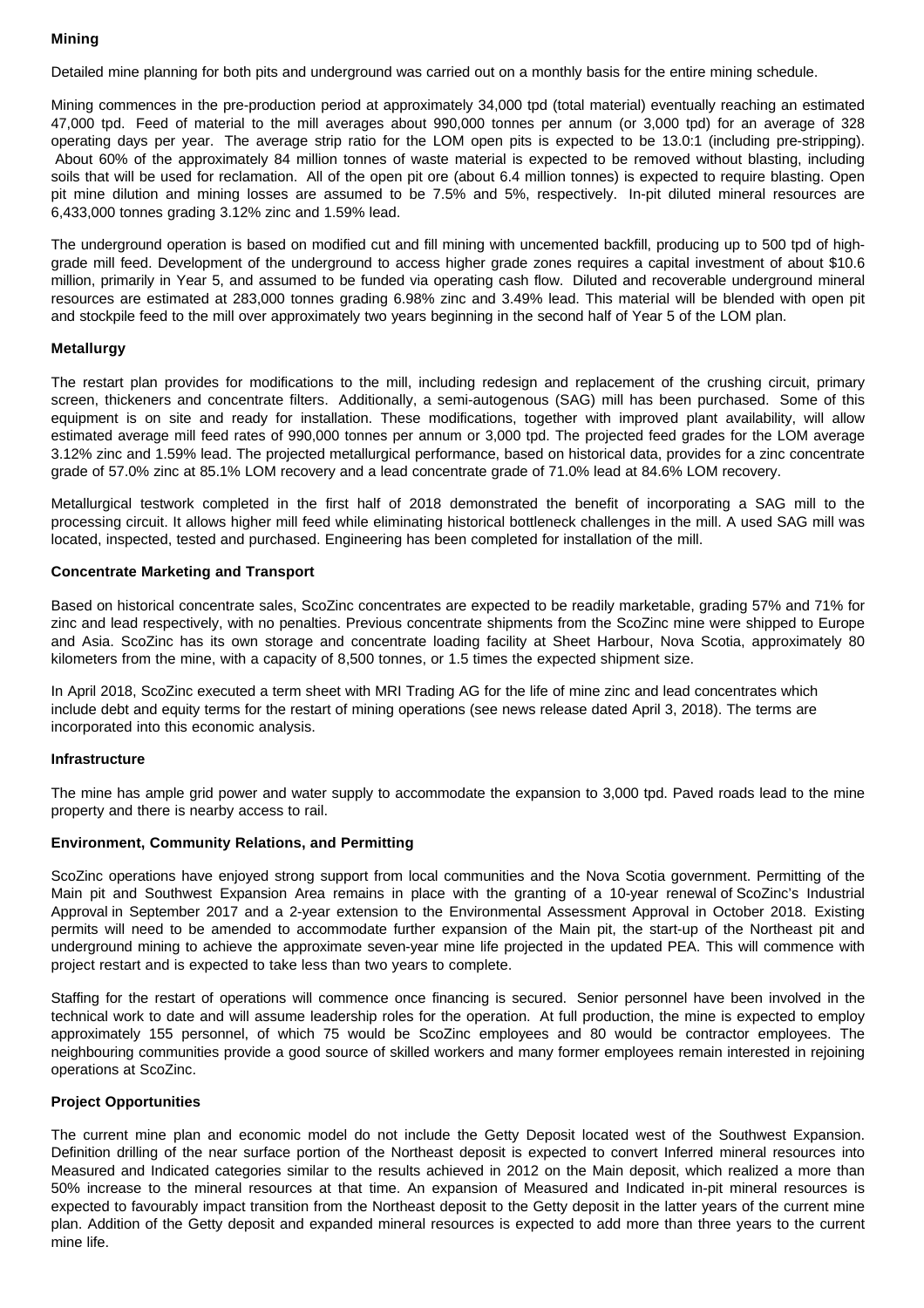**Mining**

Detailed mine planning for both pits and underground was carried out on a monthly basis for the entire mining schedule.

Mining commences in the pre-production period at approximately 34,000 tpd (total material) eventually reaching an estimated 47,000 tpd. Feed of material to the mill averages about 990,000 tonnes per annum (or 3,000 tpd) for an average of 328 operating days per year. The average strip ratio for the LOM open pits is expected to be 13.0:1 (including pre-stripping). About 60% of the approximately 84 million tonnes of waste material is expected to be removed without blasting, including soils that will be used for reclamation. All of the open pit ore (about 6.4 million tonnes) is expected to require blasting. Open pit mine dilution and mining losses are assumed to be 7.5% and 5%, respectively. In-pit diluted mineral resources are 6,433,000 tonnes grading 3.12% zinc and 1.59% lead.

The underground operation is based on modified cut and fill mining with uncemented backfill, producing up to 500 tpd of high-grade mill feed. Development of the underground to access higher grade zones requires a capital investment of about $10.6 million, primarily in Year 5, and assumed to be funded via operating cash flow. Diluted and recoverable underground mineral resources are estimated at 283,000 tonnes grading 6.98% zinc and 3.49% lead. This material will be blended with open pit and stockpile feed to the mill over approximately two years beginning in the second half of Year 5 of the LOM plan.

**Metallurgy**

The restart plan provides for modifications to the mill, including redesign and replacement of the crushing circuit, primary screen, thickeners and concentrate filters. Additionally, a semi-autogenous (SAG) mill has been purchased. Some of this equipment is on site and ready for installation. These modifications, together with improved plant availability, will allow estimated average mill feed rates of 990,000 tonnes per annum or 3,000 tpd. The projected feed grades for the LOM average 3.12% zinc and 1.59% lead. The projected metallurgical performance, based on historical data, provides for a zinc concentrate grade of 57.0% zinc at 85.1% LOM recovery and a lead concentrate grade of 71.0% lead at 84.6% LOM recovery.

Metallurgical testwork completed in the first half of 2018 demonstrated the benefit of incorporating a SAG mill to the processing circuit. It allows higher mill feed while eliminating historical bottleneck challenges in the mill. A used SAG mill was located, inspected, tested and purchased. Engineering has been completed for installation of the mill.

**Concentrate Marketing and Transport**

Based on historical concentrate sales, ScoZinc concentrates are expected to be readily marketable, grading 57% and 71% for zinc and lead respectively, with no penalties. Previous concentrate shipments from the ScoZinc mine were shipped to Europe and Asia. ScoZinc has its own storage and concentrate loading facility at Sheet Harbour, Nova Scotia, approximately 80 kilometers from the mine, with a capacity of 8,500 tonnes, or 1.5 times the expected shipment size.

In April 2018, ScoZinc executed a term sheet with MRI Trading AG for the life of mine zinc and lead concentrates which include debt and equity terms for the restart of mining operations (see news release dated April 3, 2018). The terms are incorporated into this economic analysis.

**Infrastructure**

The mine has ample grid power and water supply to accommodate the expansion to 3,000 tpd. Paved roads lead to the mine property and there is nearby access to rail.

**Environment, Community Relations, and Permitting**

ScoZinc operations have enjoyed strong support from local communities and the Nova Scotia government. Permitting of the Main pit and Southwest Expansion Area remains in place with the granting of a 10-year renewal of ScoZinc's Industrial Approval in September 2017 and a 2-year extension to the Environmental Assessment Approval in October 2018. Existing permits will need to be amended to accommodate further expansion of the Main pit, the start-up of the Northeast pit and underground mining to achieve the approximate seven-year mine life projected in the updated PEA. This will commence with project restart and is expected to take less than two years to complete.

Staffing for the restart of operations will commence once financing is secured. Senior personnel have been involved in the technical work to date and will assume leadership roles for the operation. At full production, the mine is expected to employ approximately 155 personnel, of which 75 would be ScoZinc employees and 80 would be contractor employees. The neighbouring communities provide a good source of skilled workers and many former employees remain interested in rejoining operations at ScoZinc.

**Project Opportunities**

The current mine plan and economic model do not include the Getty Deposit located west of the Southwest Expansion. Definition drilling of the near surface portion of the Northeast deposit is expected to convert Inferred mineral resources into Measured and Indicated categories similar to the results achieved in 2012 on the Main deposit, which realized a more than 50% increase to the mineral resources at that time. An expansion of Measured and Indicated in-pit mineral resources is expected to favourably impact transition from the Northeast deposit to the Getty deposit in the latter years of the current mine plan. Addition of the Getty deposit and expanded mineral resources is expected to add more than three years to the current mine life.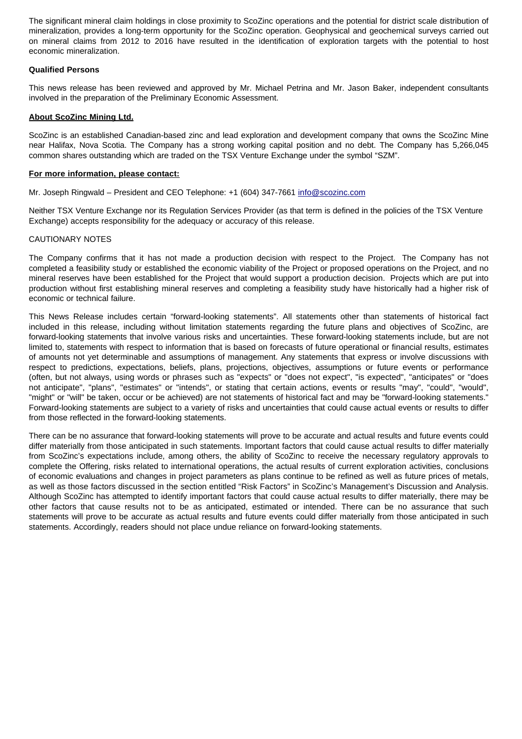The significant mineral claim holdings in close proximity to ScoZinc operations and the potential for district scale distribution of mineralization, provides a long-term opportunity for the ScoZinc operation. Geophysical and geochemical surveys carried out on mineral claims from 2012 to 2016 have resulted in the identification of exploration targets with the potential to host economic mineralization.

**Qualified Persons**

This news release has been reviewed and approved by Mr. Michael Petrina and Mr. Jason Baker, independent consultants involved in the preparation of the Preliminary Economic Assessment.

**About ScoZinc Mining Ltd.**

ScoZinc is an established Canadian-based zinc and lead exploration and development company that owns the ScoZinc Mine near Halifax, Nova Scotia. The Company has a strong working capital position and no debt. The Company has 5,266,045 common shares outstanding which are traded on the TSX Venture Exchange under the symbol "SZM".

**For more information, please contact:**

Mr. Joseph Ringwald – President and CEO Telephone: +1 (604) 347-7661 info@scozinc.com

Neither TSX Venture Exchange nor its Regulation Services Provider (as that term is defined in the policies of the TSX Venture Exchange) accepts responsibility for the adequacy or accuracy of this release.

CAUTIONARY NOTES

The Company confirms that it has not made a production decision with respect to the Project. The Company has not completed a feasibility study or established the economic viability of the Project or proposed operations on the Project, and no mineral reserves have been established for the Project that would support a production decision. Projects which are put into production without first establishing mineral reserves and completing a feasibility study have historically had a higher risk of economic or technical failure.

This News Release includes certain "forward-looking statements". All statements other than statements of historical fact included in this release, including without limitation statements regarding the future plans and objectives of ScoZinc, are forward-looking statements that involve various risks and uncertainties. These forward-looking statements include, but are not limited to, statements with respect to information that is based on forecasts of future operational or financial results, estimates of amounts not yet determinable and assumptions of management. Any statements that express or involve discussions with respect to predictions, expectations, beliefs, plans, projections, objectives, assumptions or future events or performance (often, but not always, using words or phrases such as "expects" or "does not expect", "is expected", "anticipates" or "does not anticipate", "plans", "estimates" or "intends", or stating that certain actions, events or results "may", "could", "would", "might" or "will" be taken, occur or be achieved) are not statements of historical fact and may be "forward-looking statements." Forward-looking statements are subject to a variety of risks and uncertainties that could cause actual events or results to differ from those reflected in the forward-looking statements.

There can be no assurance that forward-looking statements will prove to be accurate and actual results and future events could differ materially from those anticipated in such statements. Important factors that could cause actual results to differ materially from ScoZinc's expectations include, among others, the ability of ScoZinc to receive the necessary regulatory approvals to complete the Offering, risks related to international operations, the actual results of current exploration activities, conclusions of economic evaluations and changes in project parameters as plans continue to be refined as well as future prices of metals, as well as those factors discussed in the section entitled "Risk Factors" in ScoZinc's Management's Discussion and Analysis. Although ScoZinc has attempted to identify important factors that could cause actual results to differ materially, there may be other factors that cause results not to be as anticipated, estimated or intended. There can be no assurance that such statements will prove to be accurate as actual results and future events could differ materially from those anticipated in such statements. Accordingly, readers should not place undue reliance on forward-looking statements.